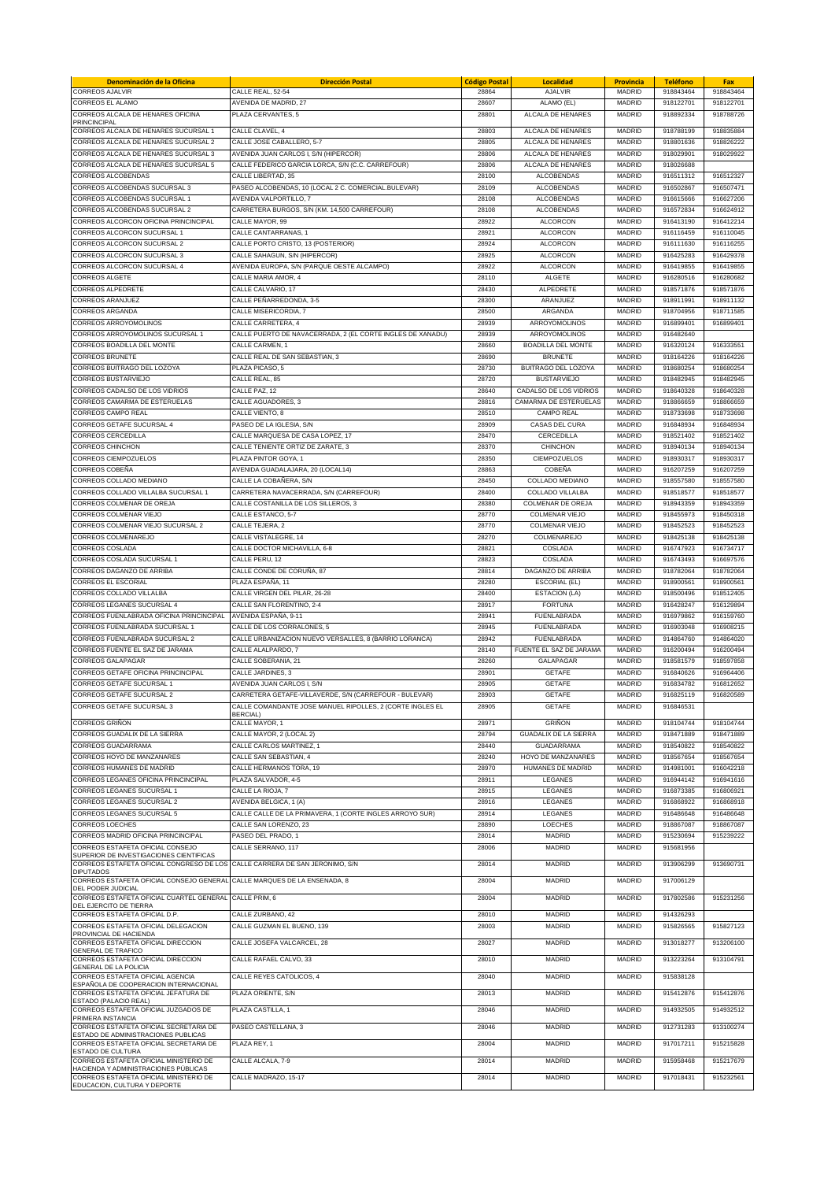| Denominación de la Oficina | Dirección Postal | Código Postal | Localidad | Provincia | Teléfono | Fax |
|---|---|---|---|---|---|---|
| CORREOS AJALVIR | CALLE REAL, 52-54 | 28864 | AJALVIR | MADRID | 918843464 | 918843464 |
| CORREOS EL ALAMO | AVENIDA DE MADRID, 27 | 28607 | ALAMO (EL) | MADRID | 918122701 | 918122701 |
| CORREOS ALCALA DE HENARES OFICINA PRINCINCIPAL | PLAZA CERVANTES, 5 | 28801 | ALCALA DE HENARES | MADRID | 918892334 | 918788726 |
| CORREOS ALCALA DE HENARES SUCURSAL 1 | CALLE CLAVEL, 4 | 28803 | ALCALA DE HENARES | MADRID | 918788199 | 918835884 |
| CORREOS ALCALA DE HENARES SUCURSAL 2 | CALLE JOSE CABALLERO, 5-7 | 28805 | ALCALA DE HENARES | MADRID | 918801636 | 918826222 |
| CORREOS ALCALA DE HENARES SUCURSAL 3 | AVENIDA JUAN CARLOS I, S/N (HIPERCOR) | 28806 | ALCALA DE HENARES | MADRID | 918029901 | 918029922 |
| CORREOS ALCALA DE HENARES SUCURSAL 5 | CALLE FEDERICO GARCIA LORCA, S/N (C.C. CARREFOUR) | 28806 | ALCALA DE HENARES | MADRID | 918026688 | |
| CORREOS ALCOBENDAS | CALLE LIBERTAD, 35 | 28100 | ALCOBENDAS | MADRID | 916511312 | 916512327 |
| CORREOS ALCOBENDAS SUCURSAL 3 | PASEO ALCOBENDAS, 10 (LOCAL 2 C. COMERCIAL BULEVAR) | 28109 | ALCOBENDAS | MADRID | 916502867 | 916507471 |
| CORREOS ALCOBENDAS SUCURSAL 1 | AVENIDA VALPORTILLO, 7 | 28108 | ALCOBENDAS | MADRID | 916615666 | 916627206 |
| CORREOS ALCOBENDAS SUCURSAL 2 | CARRETERA BURGOS, S/N (KM. 14,500 CARREFOUR) | 28108 | ALCOBENDAS | MADRID | 916572834 | 916624912 |
| CORREOS ALCORCON OFICINA PRINCINCIPAL | CALLE MAYOR, 99 | 28922 | ALCORCON | MADRID | 916413190 | 916412214 |
| CORREOS ALCORCON SUCURSAL 1 | CALLE CANTARRANAS, 1 | 28921 | ALCORCON | MADRID | 916116459 | 916110045 |
| CORREOS ALCORCON SUCURSAL 2 | CALLE PORTO CRISTO, 13 (POSTERIOR) | 28924 | ALCORCON | MADRID | 916111630 | 916116255 |
| CORREOS ALCORCON SUCURSAL 3 | CALLE SAHAGUN, S/N (HIPERCOR) | 28925 | ALCORCON | MADRID | 916425283 | 916429378 |
| CORREOS ALCORCON SUCURSAL 4 | AVENIDA EUROPA, S/N (PARQUE OESTE ALCAMPO) | 28922 | ALCORCON | MADRID | 916419855 | 916419855 |
| CORREOS ALGETE | CALLE MARIA AMOR, 4 | 28110 | ALGETE | MADRID | 916280516 | 916280682 |
| CORREOS ALPEDRETE | CALLE CALVARIO, 17 | 28430 | ALPEDRETE | MADRID | 918571876 | 918571876 |
| CORREOS ARANJUEZ | CALLE PEÑARREDONDA, 3-5 | 28300 | ARANJUEZ | MADRID | 918911991 | 918911132 |
| CORREOS ARGANDA | CALLE MISERICORDIA, 7 | 28500 | ARGANDA | MADRID | 918704956 | 918711585 |
| CORREOS ARROYOMOLINOS | CALLE CARRETERA, 4 | 28939 | ARROYOMOLINOS | MADRID | 916899401 | 916899401 |
| CORREOS ARROYOMOLINOS SUCURSAL 1 | CALLE PUERTO DE NAVACERRADA, 2 (EL CORTE INGLES DE XANADU) | 28939 | ARROYOMOLINOS | MADRID | 916482640 | |
| CORREOS BOADILLA DEL MONTE | CALLE CARMEN, 1 | 28660 | BOADILLA DEL MONTE | MADRID | 916320124 | 916333551 |
| CORREOS BRUNETE | CALLE REAL DE SAN SEBASTIAN, 3 | 28690 | BRUNETE | MADRID | 918164226 | 918164226 |
| CORREOS BUITRAGO DEL LOZOYA | PLAZA PICASO, 5 | 28730 | BUITRAGO DEL LOZOYA | MADRID | 918680254 | 918680254 |
| CORREOS BUSTARVIEJO | CALLE REAL, 85 | 28720 | BUSTARVIEJO | MADRID | 918482945 | 918482945 |
| CORREOS CADALSO DE LOS VIDRIOS | CALLE PAZ, 12 | 28640 | CADALSO DE LOS VIDRIOS | MADRID | 918640328 | 918640328 |
| CORREOS CAMARMA DE ESTERUELAS | CALLE AGUADORES, 3 | 28816 | CAMARMA DE ESTERUELAS | MADRID | 918866659 | 918866659 |
| CORREOS CAMPO REAL | CALLE VIENTO, 8 | 28510 | CAMPO REAL | MADRID | 918733698 | 918733698 |
| CORREOS GETAFE SUCURSAL 4 | PASEO DE LA IGLESIA, S/N | 28909 | CASAS DEL CURA | MADRID | 916848934 | 916848934 |
| CORREOS CERCEDILLA | CALLE MARQUESA DE CASA LOPEZ, 17 | 28470 | CERCEDILLA | MADRID | 918521402 | 918521402 |
| CORREOS CHINCHON | CALLE TENIENTE ORTIZ DE ZARATE, 3 | 28370 | CHINCHON | MADRID | 918940134 | 918940134 |
| CORREOS CIEMPOZUELOS | PLAZA PINTOR GOYA, 1 | 28350 | CIEMPOZUELOS | MADRID | 918930317 | 918930317 |
| CORREOS COBEÑA | AVENIDA GUADALAJARA, 20 (LOCAL14) | 28863 | COBEÑA | MADRID | 916207259 | 916207259 |
| CORREOS COLLADO MEDIANO | CALLE LA COBAÑERA, S/N | 28450 | COLLADO MEDIANO | MADRID | 918557580 | 918557580 |
| CORREOS COLLADO VILLALBA SUCURSAL 1 | CARRETERA NAVACERRADA, S/N (CARREFOUR) | 28400 | COLLADO VILLALBA | MADRID | 918518577 | 918518577 |
| CORREOS COLMENAR DE OREJA | CALLE COSTANILLA DE LOS SILLEROS, 3 | 28380 | COLMENAR DE OREJA | MADRID | 918943359 | 918943359 |
| CORREOS COLMENAR VIEJO | CALLE ESTANCO, 5-7 | 28770 | COLMENAR VIEJO | MADRID | 918455973 | 918450318 |
| CORREOS COLMENAR VIEJO SUCURSAL 2 | CALLE TEJERA, 2 | 28770 | COLMENAR VIEJO | MADRID | 918452523 | 918452523 |
| CORREOS COLMENAREJO | CALLE VISTALEGRE, 14 | 28270 | COLMENAREJO | MADRID | 918425138 | 918425138 |
| CORREOS COSLADA | CALLE DOCTOR MICHAVILLA, 6-8 | 28821 | COSLADA | MADRID | 916747923 | 916734717 |
| CORREOS COSLADA SUCURSAL 1 | CALLE PERU, 12 | 28823 | COSLADA | MADRID | 916743493 | 916697576 |
| CORREOS DAGANZO DE ARRIBA | CALLE CONDE DE CORUÑA, 87 | 28814 | DAGANZO DE ARRIBA | MADRID | 918782064 | 918782064 |
| CORREOS EL ESCORIAL | PLAZA ESPAÑA, 11 | 28280 | ESCORIAL (EL) | MADRID | 918900561 | 918900561 |
| CORREOS COLLADO VILLALBA | CALLE VIRGEN DEL PILAR, 26-28 | 28400 | ESTACION (LA) | MADRID | 918500496 | 918512405 |
| CORREOS LEGANES SUCURSAL 4 | CALLE SAN FLORENTINO, 2-4 | 28917 | FORTUNA | MADRID | 916428247 | 916129894 |
| CORREOS FUENLABRADA OFICINA PRINCINCIPAL | AVENIDA ESPAÑA, 9-11 | 28941 | FUENLABRADA | MADRID | 916979862 | 916159760 |
| CORREOS FUENLABRADA SUCURSAL 1 | CALLE DE LOS CORRALONES, 5 | 28945 | FUENLABRADA | MADRID | 916903048 | 916908215 |
| CORREOS FUENLABRADA SUCURSAL 2 | CALLE URBANIZACION NUEVO VERSALLES, 8 (BARRIO LORANCA) | 28942 | FUENLABRADA | MADRID | 914864760 | 914864020 |
| CORREOS FUENTE EL SAZ DE JARAMA | CALLE ALALPARDO, 7 | 28140 | FUENTE EL SAZ DE JARAMA | MADRID | 916200494 | 916200494 |
| CORREOS GALAPAGAR | CALLE SOBERANIA, 21 | 28260 | GALAPAGAR | MADRID | 918581579 | 918597858 |
| CORREOS GETAFE OFICINA PRINCINCIPAL | CALLE JARDINES, 3 | 28901 | GETAFE | MADRID | 916840626 | 916964406 |
| CORREOS GETAFE SUCURSAL 1 | AVENIDA JUAN CARLOS I, S/N | 28905 | GETAFE | MADRID | 916834782 | 916812652 |
| CORREOS GETAFE SUCURSAL 2 | CARRETERA GETAFE-VILLAVERDE, S/N (CARREFOUR - BULEVAR) | 28903 | GETAFE | MADRID | 916825119 | 916820589 |
| CORREOS GETAFE SUCURSAL 3 | CALLE COMANDANTE JOSE MANUEL RIPOLLES, 2 (CORTE INGLES EL BERCIAL) | 28905 | GETAFE | MADRID | 916846531 | |
| CORREOS GRIÑON | CALLE MAYOR, 1 | 28971 | GRIÑON | MADRID | 918104744 | 918104744 |
| CORREOS GUADALIX DE LA SIERRA | CALLE MAYOR, 2 (LOCAL 2) | 28794 | GUADALIX DE LA SIERRA | MADRID | 918471889 | 918471889 |
| CORREOS GUADARRAMA | CALLE CARLOS MARTINEZ, 1 | 28440 | GUADARRAMA | MADRID | 918540822 | 918540822 |
| CORREOS HOYO DE MANZANARES | CALLE SAN SEBASTIAN, 4 | 28240 | HOYO DE MANZANARES | MADRID | 918567654 | 918567654 |
| CORREOS HUMANES DE MADRID | CALLE HERMANOS TORA, 19 | 28970 | HUMANES DE MADRID | MADRID | 914981001 | 916042218 |
| CORREOS LEGANES OFICINA PRINCINCIPAL | PLAZA SALVADOR, 4-5 | 28911 | LEGANES | MADRID | 916944142 | 916941616 |
| CORREOS LEGANES SUCURSAL 1 | CALLE LA RIOJA, 7 | 28915 | LEGANES | MADRID | 916873385 | 916806921 |
| CORREOS LEGANES SUCURSAL 2 | AVENIDA BELGICA, 1 (A) | 28916 | LEGANES | MADRID | 916868922 | 916868918 |
| CORREOS LEGANES SUCURSAL 5 | CALLE CALLE DE LA PRIMAVERA, 1 (CORTE INGLES ARROYO SUR) | 28914 | LEGANES | MADRID | 916486648 | 916486648 |
| CORREOS LOECHES | CALLE SAN LORENZO, 23 | 28890 | LOECHES | MADRID | 918867087 | 918867087 |
| CORREOS MADRID OFICINA PRINCINCIPAL | PASEO DEL PRADO, 1 | 28014 | MADRID | MADRID | 915230694 | 915239222 |
| CORREOS ESTAFETA OFICIAL CONSEJO SUPERIOR DE INVESTIGACIONES CIENTIFICAS | CALLE SERRANO, 117 | 28006 | MADRID | MADRID | 915681956 | |
| CORREOS ESTAFETA OFICIAL CONGRESO DE LOS DIPUTADOS | CALLE CARRERA DE SAN JERONIMO, S/N | 28014 | MADRID | MADRID | 913906299 | 913690731 |
| CORREOS ESTAFETA OFICIAL CONSEJO GENERAL DEL PODER JUDICIAL | CALLE MARQUES DE LA ENSENADA, 8 | 28004 | MADRID | MADRID | 917006129 | |
| CORREOS ESTAFETA OFICIAL CUARTEL GENERAL DEL EJERCITO DE TIERRA | CALLE PRIM, 6 | 28004 | MADRID | MADRID | 917802586 | 915231256 |
| CORREOS ESTAFETA OFICIAL D.P. | CALLE ZURBANO, 42 | 28010 | MADRID | MADRID | 914326293 | |
| CORREOS ESTAFETA OFICIAL DELEGACION PROVINCIAL DE HACIENDA | CALLE GUZMAN EL BUENO, 139 | 28003 | MADRID | MADRID | 915826565 | 915827123 |
| CORREOS ESTAFETA OFICIAL DIRECCION GENERAL DE TRAFICO | CALLE JOSEFA VALCARCEL, 28 | 28027 | MADRID | MADRID | 913018277 | 913206100 |
| CORREOS ESTAFETA OFICIAL DIRECCION GENERAL DE LA POLICIA | CALLE RAFAEL CALVO, 33 | 28010 | MADRID | MADRID | 913223264 | 913104791 |
| CORREOS ESTAFETA OFICIAL AGENCIA ESPAÑOLA DE COOPERACION INTERNACIONAL | CALLE REYES CATOLICOS, 4 | 28040 | MADRID | MADRID | 915838128 | |
| CORREOS ESTAFETA OFICIAL JEFATURA DE ESTADO (PALACIO REAL) | PLAZA ORIENTE, S/N | 28013 | MADRID | MADRID | 915412876 | 915412876 |
| CORREOS ESTAFETA OFICIAL JUZGADOS DE PRIMERA INSTANCIA | PLAZA CASTILLA, 1 | 28046 | MADRID | MADRID | 914932505 | 914932512 |
| CORREOS ESTAFETA OFICIAL SECRETARIA DE ESTADO DE ADMINISTRACIONES PUBLICAS | PASEO CASTELLANA, 3 | 28046 | MADRID | MADRID | 912731283 | 913100274 |
| CORREOS ESTAFETA OFICIAL SECRETARIA DE ESTADO DE CULTURA | PLAZA REY, 1 | 28004 | MADRID | MADRID | 917017211 | 915215828 |
| CORREOS ESTAFETA OFICIAL MINISTERIO DE HACIENDA Y ADMINISTRACIONES PÚBLICAS | CALLE ALCALA, 7-9 | 28014 | MADRID | MADRID | 915958468 | 915217679 |
| CORREOS ESTAFETA OFICIAL MINISTERIO DE EDUCACION, CULTURA Y DEPORTE | CALLE MADRAZO, 15-17 | 28014 | MADRID | MADRID | 917018431 | 915232561 |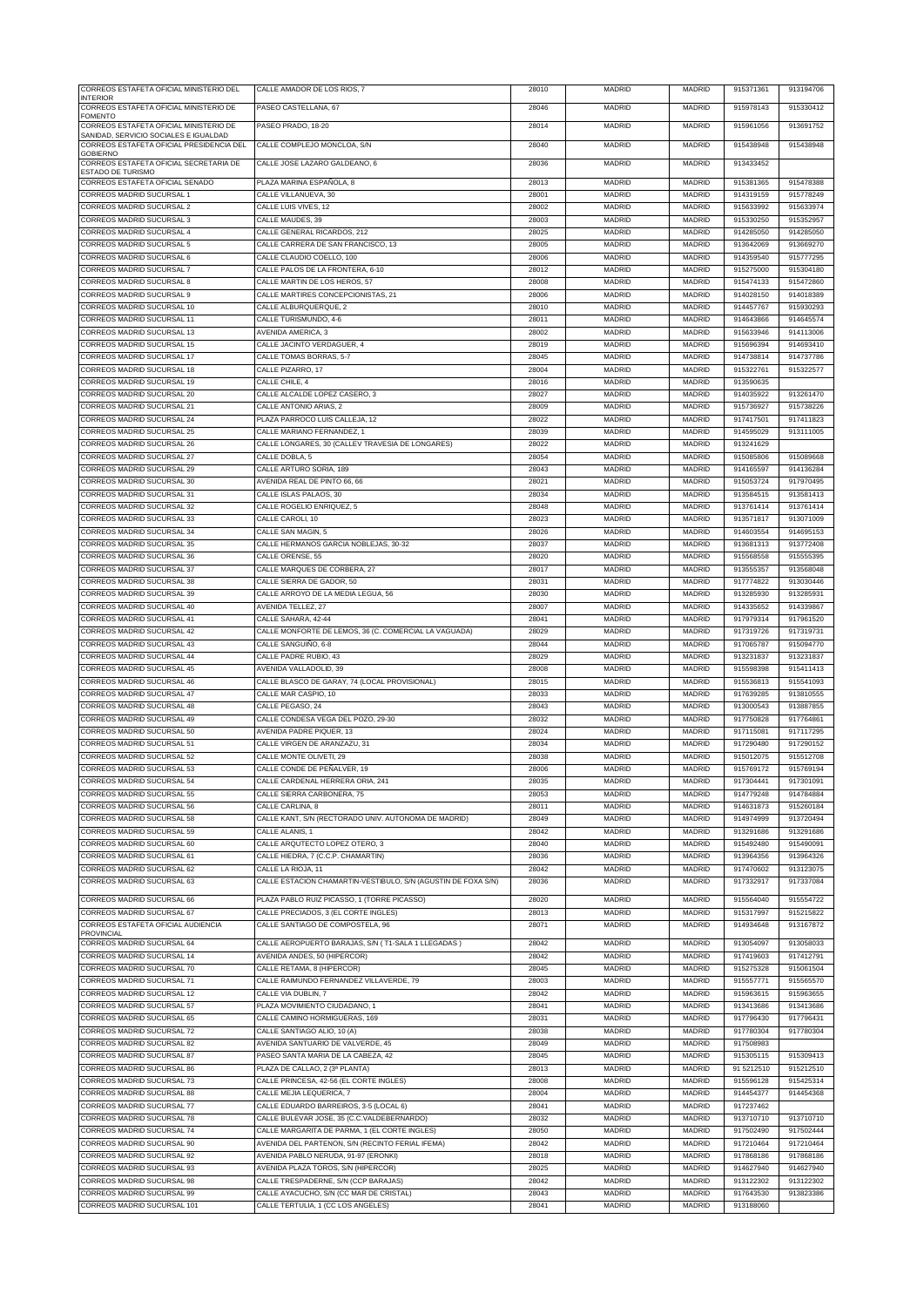| | | | | | | |
|---|---|---|---|---|---|---|
| CORREOS ESTAFETA OFICIAL MINISTERIO DEL INTERIOR | CALLE AMADOR DE LOS RIOS, 7 | 28010 | MADRID | MADRID | 915371361 | 913194706 |
| CORREOS ESTAFETA OFICIAL MINISTERIO DE FOMENTO | PASEO CASTELLANA, 67 | 28046 | MADRID | MADRID | 915978143 | 915330412 |
| CORREOS ESTAFETA OFICIAL MINISTERIO DE SANIDAD, SERVICIO SOCIALES E IGUALDAD | PASEO PRADO, 18-20 | 28014 | MADRID | MADRID | 915961056 | 913691752 |
| CORREOS ESTAFETA OFICIAL PRESIDENCIA DEL GOBIERNO | CALLE COMPLEJO MONCLOA, S/N | 28040 | MADRID | MADRID | 915438948 | 915438948 |
| CORREOS ESTAFETA OFICIAL SECRETARIA DE ESTADO DE TURISMO | CALLE JOSE LAZARO GALDEANO, 6 | 28036 | MADRID | MADRID | 913433452 | |
| CORREOS ESTAFETA OFICIAL SENADO | PLAZA MARINA ESPAÑOLA, 8 | 28013 | MADRID | MADRID | 915381365 | 915478388 |
| CORREOS MADRID SUCURSAL 1 | CALLE VILLANUEVA, 30 | 28001 | MADRID | MADRID | 914319159 | 915778249 |
| CORREOS MADRID SUCURSAL 2 | CALLE LUIS VIVES, 12 | 28002 | MADRID | MADRID | 915633992 | 915633974 |
| CORREOS MADRID SUCURSAL 3 | CALLE MAUDES, 39 | 28003 | MADRID | MADRID | 915330250 | 915352957 |
| CORREOS MADRID SUCURSAL 4 | CALLE GENERAL RICARDOS, 212 | 28025 | MADRID | MADRID | 914285050 | 914285050 |
| CORREOS MADRID SUCURSAL 5 | CALLE CARRERA DE SAN FRANCISCO, 13 | 28005 | MADRID | MADRID | 913642069 | 913669270 |
| CORREOS MADRID SUCURSAL 6 | CALLE CLAUDIO COELLO, 100 | 28006 | MADRID | MADRID | 914359540 | 915777295 |
| CORREOS MADRID SUCURSAL 7 | CALLE PALOS DE LA FRONTERA, 6-10 | 28012 | MADRID | MADRID | 915275000 | 915304180 |
| CORREOS MADRID SUCURSAL 8 | CALLE MARTIN DE LOS HEROS, 57 | 28008 | MADRID | MADRID | 915474133 | 915472860 |
| CORREOS MADRID SUCURSAL 9 | CALLE MARTIRES CONCEPCIONISTAS, 21 | 28006 | MADRID | MADRID | 914028150 | 914018389 |
| CORREOS MADRID SUCURSAL 10 | CALLE ALBURQUERQUE, 2 | 28010 | MADRID | MADRID | 914457767 | 915930293 |
| CORREOS MADRID SUCURSAL 11 | CALLE TURISMUNDO, 4-6 | 28011 | MADRID | MADRID | 914643866 | 914645574 |
| CORREOS MADRID SUCURSAL 13 | AVENIDA AMERICA, 3 | 28002 | MADRID | MADRID | 915633946 | 914113006 |
| CORREOS MADRID SUCURSAL 15 | CALLE JACINTO VERDAGUER, 4 | 28019 | MADRID | MADRID | 915696394 | 914693410 |
| CORREOS MADRID SUCURSAL 17 | CALLE TOMAS BORRAS, 5-7 | 28045 | MADRID | MADRID | 914738814 | 914737786 |
| CORREOS MADRID SUCURSAL 18 | CALLE PIZARRO, 17 | 28004 | MADRID | MADRID | 915322761 | 915322577 |
| CORREOS MADRID SUCURSAL 19 | CALLE CHILE, 4 | 28016 | MADRID | MADRID | 913590635 | |
| CORREOS MADRID SUCURSAL 20 | CALLE ALCALDE LOPEZ CASERO, 3 | 28027 | MADRID | MADRID | 914035922 | 913261470 |
| CORREOS MADRID SUCURSAL 21 | CALLE ANTONIO ARIAS, 2 | 28009 | MADRID | MADRID | 915736927 | 915738226 |
| CORREOS MADRID SUCURSAL 24 | PLAZA PARROCO LUIS CALLEJA, 12 | 28022 | MADRID | MADRID | 917417501 | 917411823 |
| CORREOS MADRID SUCURSAL 25 | CALLE MARIANO FERNANDEZ, 1 | 28039 | MADRID | MADRID | 914595029 | 913111005 |
| CORREOS MADRID SUCURSAL 26 | CALLE LONGARES, 30 (CALLEV TRAVESIA DE LONGARES) | 28022 | MADRID | MADRID | 913241629 | |
| CORREOS MADRID SUCURSAL 27 | CALLE DOBLA, 5 | 28054 | MADRID | MADRID | 915085806 | 915089668 |
| CORREOS MADRID SUCURSAL 29 | CALLE ARTURO SORIA, 189 | 28043 | MADRID | MADRID | 914165597 | 914136284 |
| CORREOS MADRID SUCURSAL 30 | AVENIDA REAL DE PINTO 66, 66 | 28021 | MADRID | MADRID | 915053724 | 917970495 |
| CORREOS MADRID SUCURSAL 31 | CALLE ISLAS PALAOS, 30 | 28034 | MADRID | MADRID | 913584515 | 913581413 |
| CORREOS MADRID SUCURSAL 32 | CALLE ROGELIO ENRIQUEZ, 5 | 28048 | MADRID | MADRID | 913761414 | 913761414 |
| CORREOS MADRID SUCURSAL 33 | CALLE CAROLI, 10 | 28023 | MADRID | MADRID | 913571817 | 913071009 |
| CORREOS MADRID SUCURSAL 34 | CALLE SAN MAGIN, 5 | 28026 | MADRID | MADRID | 914603554 | 914695153 |
| CORREOS MADRID SUCURSAL 35 | CALLE HERMANOS GARCIA NOBLEJAS, 30-32 | 28037 | MADRID | MADRID | 913681313 | 913772408 |
| CORREOS MADRID SUCURSAL 36 | CALLE ORENSE, 55 | 28020 | MADRID | MADRID | 915568558 | 915555395 |
| CORREOS MADRID SUCURSAL 37 | CALLE MARQUES DE CORBERA, 27 | 28017 | MADRID | MADRID | 913555357 | 913568048 |
| CORREOS MADRID SUCURSAL 38 | CALLE SIERRA DE GADOR, 50 | 28031 | MADRID | MADRID | 917774822 | 913030446 |
| CORREOS MADRID SUCURSAL 39 | CALLE ARROYO DE LA MEDIA LEGUA, 56 | 28030 | MADRID | MADRID | 913285930 | 913285931 |
| CORREOS MADRID SUCURSAL 40 | AVENIDA TELLEZ, 27 | 28007 | MADRID | MADRID | 914335652 | 914339867 |
| CORREOS MADRID SUCURSAL 41 | CALLE SAHARA, 42-44 | 28041 | MADRID | MADRID | 917979314 | 917961520 |
| CORREOS MADRID SUCURSAL 42 | CALLE MONFORTE DE LEMOS, 36 (C. COMERCIAL LA VAGUADA) | 28029 | MADRID | MADRID | 917319726 | 917319731 |
| CORREOS MADRID SUCURSAL 43 | CALLE SANGUIÑO, 6-8 | 28044 | MADRID | MADRID | 917065787 | 915094770 |
| CORREOS MADRID SUCURSAL 44 | CALLE PADRE RUBIO, 43 | 28029 | MADRID | MADRID | 913231837 | 913231837 |
| CORREOS MADRID SUCURSAL 45 | AVENIDA VALLADOLID, 39 | 28008 | MADRID | MADRID | 915598398 | 915411413 |
| CORREOS MADRID SUCURSAL 46 | CALLE BLASCO DE GARAY, 74 (LOCAL PROVISIONAL) | 28015 | MADRID | MADRID | 915536813 | 915541093 |
| CORREOS MADRID SUCURSAL 47 | CALLE MAR CASPIO, 10 | 28033 | MADRID | MADRID | 917639285 | 913810555 |
| CORREOS MADRID SUCURSAL 48 | CALLE PEGASO, 24 | 28043 | MADRID | MADRID | 913000543 | 913887855 |
| CORREOS MADRID SUCURSAL 49 | CALLE CONDESA VEGA DEL POZO, 29-30 | 28032 | MADRID | MADRID | 917750828 | 917764861 |
| CORREOS MADRID SUCURSAL 50 | AVENIDA PADRE PIQUER, 13 | 28024 | MADRID | MADRID | 917115081 | 917117295 |
| CORREOS MADRID SUCURSAL 51 | CALLE VIRGEN DE ARANZAZU, 31 | 28034 | MADRID | MADRID | 917290480 | 917290152 |
| CORREOS MADRID SUCURSAL 52 | CALLE MONTE OLIVETI, 29 | 28038 | MADRID | MADRID | 915012075 | 915512708 |
| CORREOS MADRID SUCURSAL 53 | CALLE CONDE DE PEÑALVER, 19 | 28006 | MADRID | MADRID | 915769172 | 915769194 |
| CORREOS MADRID SUCURSAL 54 | CALLE CARDENAL HERRERA ORIA, 241 | 28035 | MADRID | MADRID | 917304441 | 917301091 |
| CORREOS MADRID SUCURSAL 55 | CALLE SIERRA CARBONERA, 75 | 28053 | MADRID | MADRID | 914779248 | 914784884 |
| CORREOS MADRID SUCURSAL 56 | CALLE CARLINA, 8 | 28011 | MADRID | MADRID | 914631873 | 915260184 |
| CORREOS MADRID SUCURSAL 58 | CALLE KANT, S/N (RECTORADO UNIV. AUTONOMA DE MADRID) | 28049 | MADRID | MADRID | 914974999 | 913720494 |
| CORREOS MADRID SUCURSAL 59 | CALLE ALANIS, 1 | 28042 | MADRID | MADRID | 913291686 | 913291686 |
| CORREOS MADRID SUCURSAL 60 | CALLE ARQUTECTO LOPEZ OTERO, 3 | 28040 | MADRID | MADRID | 915492480 | 915490091 |
| CORREOS MADRID SUCURSAL 61 | CALLE HIEDRA, 7 (C.C.P. CHAMARTIN) | 28036 | MADRID | MADRID | 913964356 | 913964326 |
| CORREOS MADRID SUCURSAL 62 | CALLE LA RIOJA, 11 | 28042 | MADRID | MADRID | 917470602 | 913123075 |
| CORREOS MADRID SUCURSAL 63 | CALLE ESTACION CHAMARTIN-VESTIBULO, S/N (AGUSTIN DE FOXA S/N) | 28036 | MADRID | MADRID | 917332917 | 917337084 |
| CORREOS MADRID SUCURSAL 66 | PLAZA PABLO RUIZ PICASSO, 1 (TORRE PICASSO) | 28020 | MADRID | MADRID | 915564040 | 915554722 |
| CORREOS MADRID SUCURSAL 67 | CALLE PRECIADOS, 3 (EL CORTE INGLES) | 28013 | MADRID | MADRID | 915317997 | 915215822 |
| CORREOS ESTAFETA OFICIAL AUDIENCIA PROVINCIAL | CALLE SANTIAGO DE COMPOSTELA, 96 | 28071 | MADRID | MADRID | 914934648 | 913167872 |
| CORREOS MADRID SUCURSAL 64 | CALLE AEROPUERTO BARAJAS, S/N ( T1-SALA 1 LLEGADAS ) | 28042 | MADRID | MADRID | 913054097 | 913058033 |
| CORREOS MADRID SUCURSAL 14 | AVENIDA ANDES, 50 (HIPERCOR) | 28042 | MADRID | MADRID | 917419603 | 917412791 |
| CORREOS MADRID SUCURSAL 70 | CALLE RETAMA, 8 (HIPERCOR) | 28045 | MADRID | MADRID | 915275328 | 915061504 |
| CORREOS MADRID SUCURSAL 71 | CALLE RAIMUNDO FERNANDEZ VILLAVERDE, 79 | 28003 | MADRID | MADRID | 915557771 | 915565570 |
| CORREOS MADRID SUCURSAL 12 | CALLE VIA DUBLIN, 7 | 28042 | MADRID | MADRID | 915963615 | 915963655 |
| CORREOS MADRID SUCURSAL 57 | PLAZA MOVIMIENTO CIUDADANO, 1 | 28041 | MADRID | MADRID | 913413686 | 913413686 |
| CORREOS MADRID SUCURSAL 65 | CALLE CAMINO HORMIGUERAS, 169 | 28031 | MADRID | MADRID | 917796430 | 917796431 |
| CORREOS MADRID SUCURSAL 72 | CALLE SANTIAGO ALIO, 10 (A) | 28038 | MADRID | MADRID | 917780304 | 917780304 |
| CORREOS MADRID SUCURSAL 82 | AVENIDA SANTUARIO DE VALVERDE, 45 | 28049 | MADRID | MADRID | 917508983 | |
| CORREOS MADRID SUCURSAL 87 | PASEO SANTA MARIA DE LA CABEZA, 42 | 28045 | MADRID | MADRID | 915305115 | 915309413 |
| CORREOS MADRID SUCURSAL 86 | PLAZA DE CALLAO, 2 (3ª PLANTA) | 28013 | MADRID | MADRID | 91 5212510 | 915212510 |
| CORREOS MADRID SUCURSAL 73 | CALLE PRINCESA, 42-56 (EL CORTE INGLES) | 28008 | MADRID | MADRID | 915596128 | 915425314 |
| CORREOS MADRID SUCURSAL 88 | CALLE MEJIA LEQUERICA, 7 | 28004 | MADRID | MADRID | 914454377 | 914454368 |
| CORREOS MADRID SUCURSAL 77 | CALLE EDUARDO BARREIROS, 3-5 (LOCAL 6) | 28041 | MADRID | MADRID | 917237462 | |
| CORREOS MADRID SUCURSAL 78 | CALLE BULEVAR JOSE, 35 (C.C.VALDEBERNARDO) | 28032 | MADRID | MADRID | 913710710 | 913710710 |
| CORREOS MADRID SUCURSAL 74 | CALLE MARGARITA DE PARMA, 1 (EL CORTE INGLES) | 28050 | MADRID | MADRID | 917502490 | 917502444 |
| CORREOS MADRID SUCURSAL 90 | AVENIDA DEL PARTENON, S/N (RECINTO FERIAL IFEMA) | 28042 | MADRID | MADRID | 917210464 | 917210464 |
| CORREOS MADRID SUCURSAL 92 | AVENIDA PABLO NERUDA, 91-97 (ERONKI) | 28018 | MADRID | MADRID | 917868186 | 917868186 |
| CORREOS MADRID SUCURSAL 93 | AVENIDA PLAZA TOROS, S/N (HIPERCOR) | 28025 | MADRID | MADRID | 914627940 | 914627940 |
| CORREOS MADRID SUCURSAL 98 | CALLE TRESPADERNE, S/N (CCP BARAJAS) | 28042 | MADRID | MADRID | 913122302 | 913122302 |
| CORREOS MADRID SUCURSAL 99 | CALLE AYACUCHO, S/N (CC MAR DE CRISTAL) | 28043 | MADRID | MADRID | 917643530 | 913823386 |
| CORREOS MADRID SUCURSAL 101 | CALLE TERTULIA, 1 (CC LOS ANGELES) | 28041 | MADRID | MADRID | 913188060 | |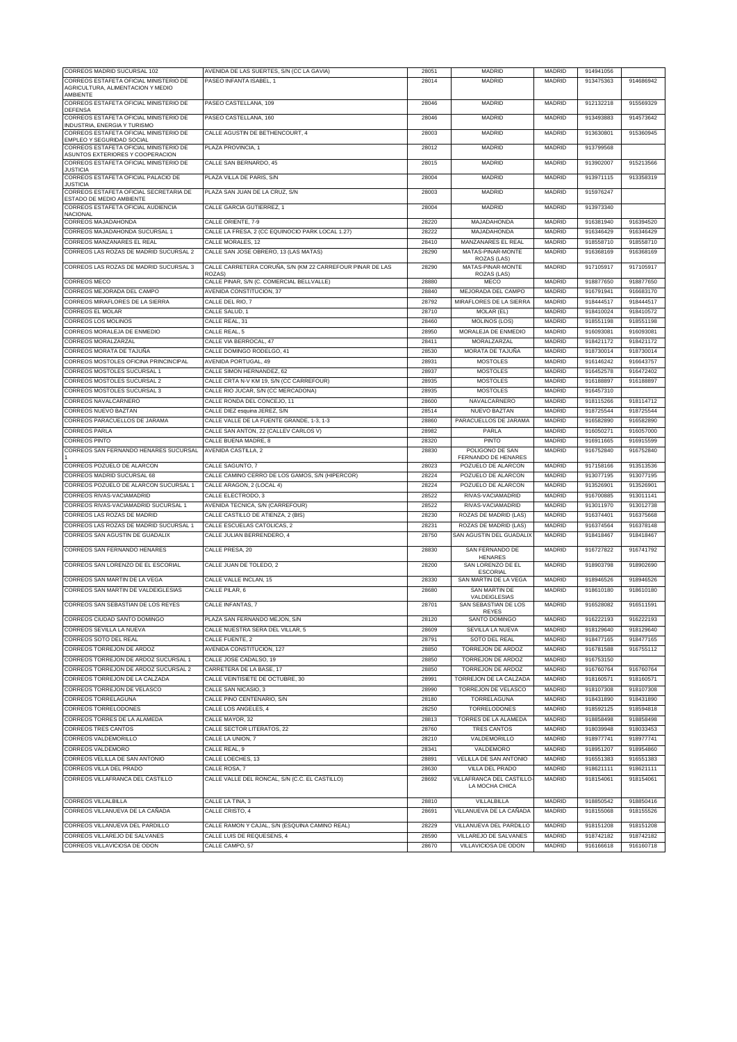| | | | | | | |
|---|---|---|---|---|---|---|
| CORREOS MADRID SUCURSAL 102 | AVENIDA DE LAS SUERTES, S/N (CC LA GAVIA) | 28051 | MADRID | MADRID | 914941056 | |
| CORREOS ESTAFETA OFICIAL MINISTERIO DE AGRICULTURA, ALIMENTACION Y MEDIO AMBIENTE | PASEO INFANTA ISABEL, 1 | 28014 | MADRID | MADRID | 913475363 | 914686942 |
| CORREOS ESTAFETA OFICIAL MINISTERIO DE DEFENSA | PASEO CASTELLANA, 109 | 28046 | MADRID | MADRID | 912132218 | 915569329 |
| CORREOS ESTAFETA OFICIAL MINISTERIO DE INDUSTRIA, ENERGIA Y TURISMO | PASEO CASTELLANA, 160 | 28046 | MADRID | MADRID | 913493883 | 914573642 |
| CORREOS ESTAFETA OFICIAL MINISTERIO DE EMPLEO Y SEGURIDAD SOCIAL | CALLE AGUSTIN DE BETHENCOURT, 4 | 28003 | MADRID | MADRID | 913630801 | 915360945 |
| CORREOS ESTAFETA OFICIAL MINISTERIO DE ASUNTOS EXTERIORES Y COOPERACION | PLAZA PROVINCIA, 1 | 28012 | MADRID | MADRID | 913799568 | |
| CORREOS ESTAFETA OFICIAL MINISTERIO DE JUSTICIA | CALLE SAN BERNARDO, 45 | 28015 | MADRID | MADRID | 913902007 | 915213566 |
| CORREOS ESTAFETA OFICIAL PALACIO DE JUSTICIA | PLAZA VILLA DE PARIS, S/N | 28004 | MADRID | MADRID | 913971115 | 913358319 |
| CORREOS ESTAFETA OFICIAL SECRETARIA DE ESTADO DE MEDIO AMBIENTE | PLAZA SAN JUAN DE LA CRUZ, S/N | 28003 | MADRID | MADRID | 915976247 | |
| CORREOS ESTAFETA OFICIAL AUDIENCIA NACIONAL | CALLE GARCIA GUTIERREZ, 1 | 28004 | MADRID | MADRID | 913973340 | |
| CORREOS MAJADAHONDA | CALLE ORIENTE, 7-9 | 28220 | MAJADAHONDA | MADRID | 916381940 | 916394520 |
| CORREOS MAJADAHONDA SUCURSAL 1 | CALLE LA FRESA, 2 (CC EQUINOCIO PARK LOCAL 1.27) | 28222 | MAJADAHONDA | MADRID | 916346429 | 916346429 |
| CORREOS MANZANARES EL REAL | CALLE MORALES, 12 | 28410 | MANZANARES EL REAL | MADRID | 918558710 | 918558710 |
| CORREOS LAS ROZAS DE MADRID SUCURSAL 2 | CALLE SAN JOSE OBRERO, 13 (LAS MATAS) | 28290 | MATAS-PINAR-MONTE ROZAS (LAS) | MADRID | 916368169 | 916368169 |
| CORREOS LAS ROZAS DE MADRID SUCURSAL 3 | CALLE CARRETERA CORUÑA, S/N (KM 22 CARREFOUR PINAR DE LAS ROZAS) | 28290 | MATAS-PINAR-MONTE ROZAS (LAS) | MADRID | 917105917 | 917105917 |
| CORREOS MECO | CALLE PINAR, S/N (C. COMERCIAL BELLVALLE) | 28880 | MECO | MADRID | 918877650 | 918877650 |
| CORREOS MEJORADA DEL CAMPO | AVENIDA CONSTITUCION, 37 | 28840 | MEJORADA DEL CAMPO | MADRID | 916791941 | 916683170 |
| CORREOS MIRAFLORES DE LA SIERRA | CALLE DEL RIO, 7 | 28792 | MIRAFLORES DE LA SIERRA | MADRID | 918444517 | 918444517 |
| CORREOS EL MOLAR | CALLE SALUD, 1 | 28710 | MOLAR (EL) | MADRID | 918410024 | 918410572 |
| CORREOS LOS MOLINOS | CALLE REAL, 31 | 28460 | MOLINOS (LOS) | MADRID | 918551198 | 918551198 |
| CORREOS MORALEJA DE ENMEDIO | CALLE REAL, 5 | 28950 | MORALEJA DE ENMEDIO | MADRID | 916093081 | 916093081 |
| CORREOS MORALZARZAL | CALLE VIA BERROCAL, 47 | 28411 | MORALZARZAL | MADRID | 918421172 | 918421172 |
| CORREOS MORATA DE TAJUÑA | CALLE DOMINGO RODELGO, 41 | 28530 | MORATA DE TAJUÑA | MADRID | 918730014 | 918730014 |
| CORREOS MOSTOLES OFICINA PRINCINCIPAL | AVENIDA PORTUGAL, 49 | 28931 | MOSTOLES | MADRID | 916146242 | 916643757 |
| CORREOS MOSTOLES SUCURSAL 1 | CALLE SIMON HERNANDEZ, 62 | 28937 | MOSTOLES | MADRID | 916452578 | 916472402 |
| CORREOS MOSTOLES SUCURSAL 2 | CALLE CRTA N-V KM 19, S/N (CC CARREFOUR) | 28935 | MOSTOLES | MADRID | 916188897 | 916188897 |
| CORREOS MOSTOLES SUCURSAL 3 | CALLE RIO JUCAR, S/N (CC MERCADONA) | 28935 | MOSTOLES | MADRID | 916457310 | |
| CORREOS NAVALCARNERO | CALLE RONDA DEL CONCEJO, 11 | 28600 | NAVALCARNERO | MADRID | 918115266 | 918114712 |
| CORREOS NUEVO BAZTAN | CALLE DIEZ esquina JEREZ, S/N | 28514 | NUEVO BAZTAN | MADRID | 918725544 | 918725544 |
| CORREOS PARACUELLOS DE JARAMA | CALLE VALLE DE LA FUENTE GRANDE, 1-3, 1-3 | 28860 | PARACUELLOS DE JARAMA | MADRID | 916582890 | 916582890 |
| CORREOS PARLA | CALLE SAN ANTON, 22 (CALLEV CARLOS V) | 28982 | PARLA | MADRID | 916050271 | 916057000 |
| CORREOS PINTO | CALLE BUENA MADRE, 8 | 28320 | PINTO | MADRID | 916911665 | 916915599 |
| CORREOS SAN FERNANDO HENARES SUCURSAL 1 | AVENIDA CASTILLA, 2 | 28830 | POLIGONO DE SAN FERNANDO DE HENARES | MADRID | 916752840 | 916752840 |
| CORREOS POZUELO DE ALARCON | CALLE SAGUNTO, 7 | 28023 | POZUELO DE ALARCON | MADRID | 917158166 | 913513536 |
| CORREOS MADRID SUCURSAL 68 | CALLE CAMINO CERRO DE LOS GAMOS, S/N (HIPERCOR) | 28224 | POZUELO DE ALARCON | MADRID | 913077195 | 913077195 |
| CORREOS POZUELO DE ALARCON SUCURSAL 1 | CALLE ARAGON, 2 (LOCAL 4) | 28224 | POZUELO DE ALARCON | MADRID | 913526901 | 913526901 |
| CORREOS RIVAS-VACIAMADRID | CALLE ELECTRODO, 3 | 28522 | RIVAS-VACIAMADRID | MADRID | 916700885 | 913011141 |
| CORREOS RIVAS-VACIAMADRID SUCURSAL 1 | AVENIDA TECNICA, S/N (CARREFOUR) | 28522 | RIVAS-VACIAMADRID | MADRID | 913011970 | 913012738 |
| CORREOS LAS ROZAS DE MADRID | CALLE CASTILLO DE ATIENZA, 2 (BIS) | 28230 | ROZAS DE MADRID (LAS) | MADRID | 916374401 | 916375668 |
| CORREOS LAS ROZAS DE MADRID SUCURSAL 1 | CALLE ESCUELAS CATOLICAS, 2 | 28231 | ROZAS DE MADRID (LAS) | MADRID | 916374564 | 916378148 |
| CORREOS SAN AGUSTIN DE GUADALIX | CALLE JULIAN BERRENDERO, 4 | 28750 | SAN AGUSTIN DEL GUADALIX | MADRID | 918418467 | 918418467 |
| CORREOS SAN FERNANDO HENARES | CALLE PRESA, 20 | 28830 | SAN FERNANDO DE HENARES | MADRID | 916727822 | 916741792 |
| CORREOS SAN LORENZO DE EL ESCORIAL | CALLE JUAN DE TOLEDO, 2 | 28200 | SAN LORENZO DE EL ESCORIAL | MADRID | 918903798 | 918902690 |
| CORREOS SAN MARTIN DE LA VEGA | CALLE VALLE INCLAN, 15 | 28330 | SAN MARTIN DE LA VEGA | MADRID | 918946526 | 918946526 |
| CORREOS SAN MARTIN DE VALDEIGLESIAS | CALLE PILAR, 6 | 28680 | SAN MARTIN DE VALDEIGLESIAS | MADRID | 918610180 | 918610180 |
| CORREOS SAN SEBASTIAN DE LOS REYES | CALLE INFANTAS, 7 | 28701 | SAN SEBASTIAN DE LOS REYES | MADRID | 916528082 | 916511591 |
| CORREOS CIUDAD SANTO DOMINGO | PLAZA SAN FERNANDO MEJON, S/N | 28120 | SANTO DOMINGO | MADRID | 916222193 | 916222193 |
| CORREOS SEVILLA LA NUEVA | CALLE NUESTRA SERA DEL VILLAR, 5 | 28609 | SEVILLA LA NUEVA | MADRID | 918129640 | 918129640 |
| CORREOS SOTO DEL REAL | CALLE FUENTE, 2 | 28791 | SOTO DEL REAL | MADRID | 918477165 | 918477165 |
| CORREOS TORREJON DE ARDOZ | AVENIDA CONSTITUCION, 127 | 28850 | TORREJON DE ARDOZ | MADRID | 916781588 | 916755112 |
| CORREOS TORREJON DE ARDOZ SUCURSAL 1 | CALLE JOSE CADALSO, 19 | 28850 | TORREJON DE ARDOZ | MADRID | 916753150 | |
| CORREOS TORREJON DE ARDOZ SUCURSAL 2 | CARRETERA DE LA BASE, 17 | 28850 | TORREJON DE ARDOZ | MADRID | 916760764 | 916760764 |
| CORREOS TORREJON DE LA CALZADA | CALLE VEINTISIETE DE OCTUBRE, 30 | 28991 | TORREJON DE LA CALZADA | MADRID | 918160571 | 918160571 |
| CORREOS TORREJON DE VELASCO | CALLE SAN NICASIO, 3 | 28990 | TORREJON DE VELASCO | MADRID | 918107308 | 918107308 |
| CORREOS TORRELAGUNA | CALLE PINO CENTENARIO, S/N | 28180 | TORRELAGUNA | MADRID | 918431890 | 918431890 |
| CORREOS TORRELODONES | CALLE LOS ANGELES, 4 | 28250 | TORRELODONES | MADRID | 918592125 | 918594818 |
| CORREOS TORRES DE LA ALAMEDA | CALLE MAYOR, 32 | 28813 | TORRES DE LA ALAMEDA | MADRID | 918858498 | 918858498 |
| CORREOS TRES CANTOS | CALLE SECTOR LITERATOS, 22 | 28760 | TRES CANTOS | MADRID | 918039948 | 918033453 |
| CORREOS VALDEMORILLO | CALLE LA UNION, 7 | 28210 | VALDEMORILLO | MADRID | 918977741 | 918977741 |
| CORREOS VALDEMORO | CALLE REAL, 9 | 28341 | VALDEMORO | MADRID | 918951207 | 918954860 |
| CORREOS VELILLA DE SAN ANTONIO | CALLE LOECHES, 13 | 28891 | VELILLA DE SAN ANTONIO | MADRID | 916551383 | 916551383 |
| CORREOS VILLA DEL PRADO | CALLE ROSA, 7 | 28630 | VILLA DEL PRADO | MADRID | 918621111 | 918621111 |
| CORREOS VILLAFRANCA DEL CASTILLO | CALLE VALLE DEL RONCAL, S/N (C.C. EL CASTILLO) | 28692 | VILLAFRANCA DEL CASTILLO-LA MOCHA CHICA | MADRID | 918154061 | 918154061 |
| CORREOS VILLALBILLA | CALLE LA TINA, 3 | 28810 | VILLALBILLA | MADRID | 918850542 | 918850416 |
| CORREOS VILLANUEVA DE LA CAÑADA | CALLE CRISTO, 4 | 28691 | VILLANUEVA DE LA CAÑADA | MADRID | 918155068 | 918155526 |
| CORREOS VILLANUEVA DEL PARDILLO | CALLE RAMON Y CAJAL, S/N (ESQUINA CAMINO REAL) | 28229 | VILLANUEVA DEL PARDILLO | MADRID | 918151208 | 918151208 |
| CORREOS VILLAREJO DE SALVANES | CALLE LUIS DE REQUESENS, 4 | 28590 | VILLAREJO DE SALVANES | MADRID | 918742182 | 918742182 |
| CORREOS VILLAVICIOSA DE ODON | CALLE CAMPO, 57 | 28670 | VILLAVICIOSA DE ODON | MADRID | 916166618 | 916160718 |